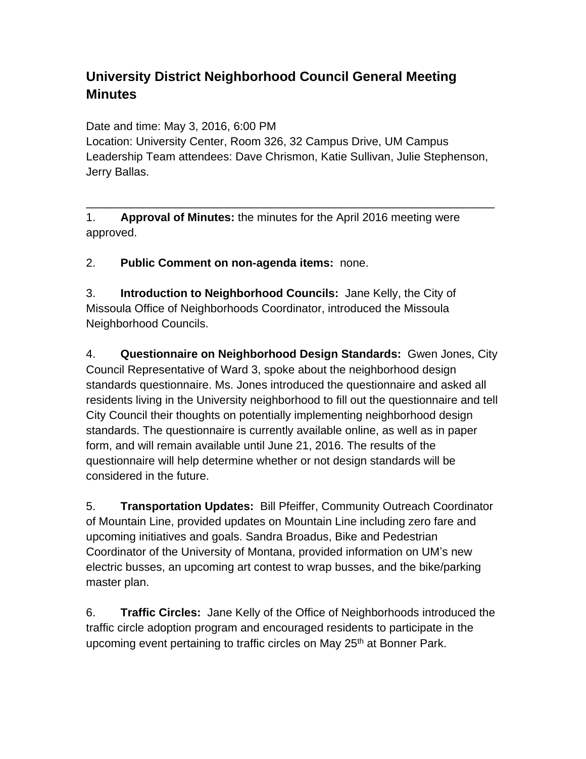# University District Neighborhood Council General Meeting Minutes

Date and time: May 3, 2016, 6:00 PM
Location: University Center, Room 326, 32 Campus Drive, UM Campus
Leadership Team attendees: Dave Chrismon, Katie Sullivan, Julie Stephenson, Jerry Ballas.

---

1. **Approval of Minutes:** the minutes for the April 2016 meeting were approved.

2. **Public Comment on non-agenda items:** none.

3. **Introduction to Neighborhood Councils:** Jane Kelly, the City of Missoula Office of Neighborhoods Coordinator, introduced the Missoula Neighborhood Councils.

4. **Questionnaire on Neighborhood Design Standards:** Gwen Jones, City Council Representative of Ward 3, spoke about the neighborhood design standards questionnaire. Ms. Jones introduced the questionnaire and asked all residents living in the University neighborhood to fill out the questionnaire and tell City Council their thoughts on potentially implementing neighborhood design standards. The questionnaire is currently available online, as well as in paper form, and will remain available until June 21, 2016. The results of the questionnaire will help determine whether or not design standards will be considered in the future.

5. **Transportation Updates:** Bill Pfeiffer, Community Outreach Coordinator of Mountain Line, provided updates on Mountain Line including zero fare and upcoming initiatives and goals. Sandra Broadus, Bike and Pedestrian Coordinator of the University of Montana, provided information on UM's new electric busses, an upcoming art contest to wrap busses, and the bike/parking master plan.

6. **Traffic Circles:** Jane Kelly of the Office of Neighborhoods introduced the traffic circle adoption program and encouraged residents to participate in the upcoming event pertaining to traffic circles on May 25th at Bonner Park.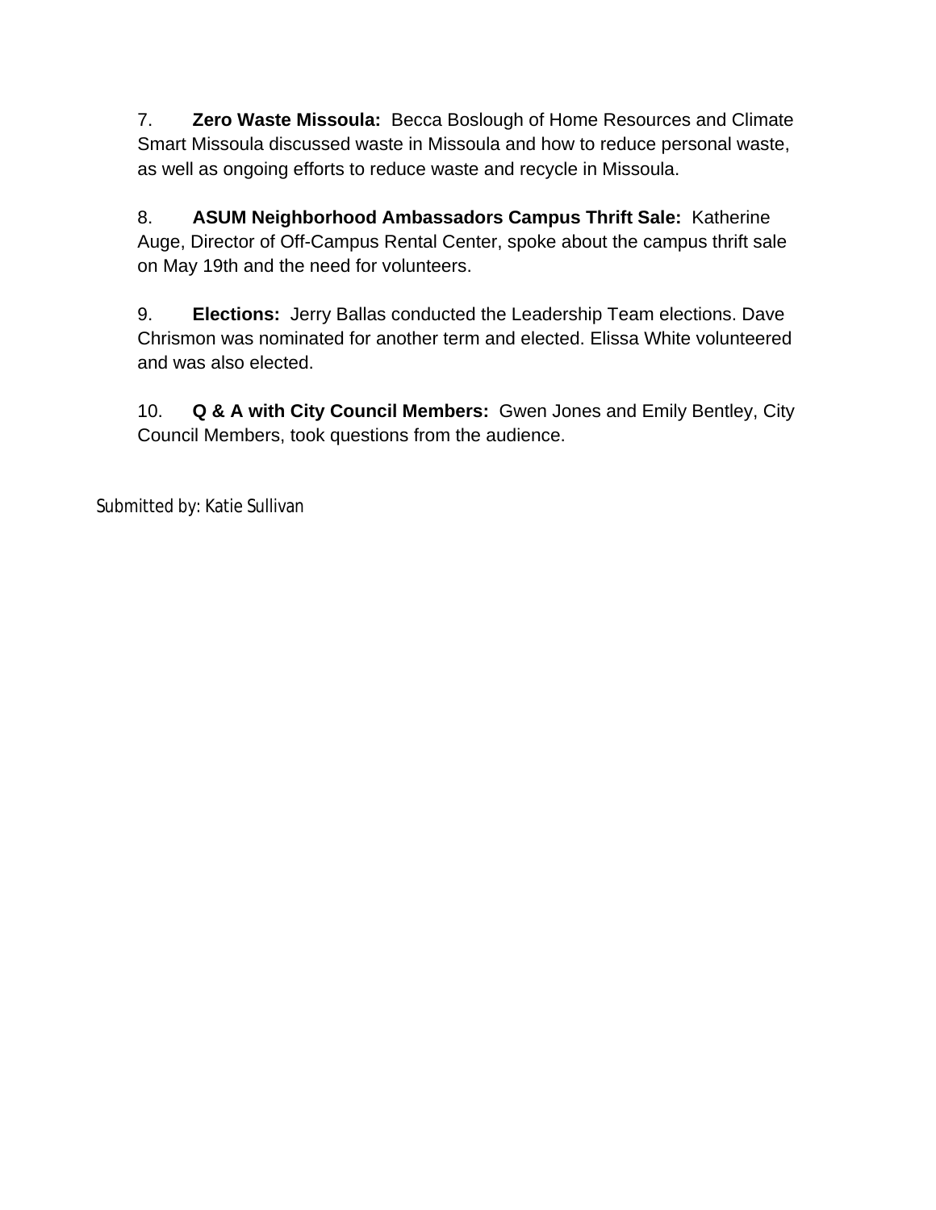7. **Zero Waste Missoula:** Becca Boslough of Home Resources and Climate Smart Missoula discussed waste in Missoula and how to reduce personal waste, as well as ongoing efforts to reduce waste and recycle in Missoula.

8. **ASUM Neighborhood Ambassadors Campus Thrift Sale:** Katherine Auge, Director of Off-Campus Rental Center, spoke about the campus thrift sale on May 19th and the need for volunteers.

9. **Elections:** Jerry Ballas conducted the Leadership Team elections. Dave Chrismon was nominated for another term and elected. Elissa White volunteered and was also elected.

10. **Q & A with City Council Members:** Gwen Jones and Emily Bentley, City Council Members, took questions from the audience.

Submitted by: Katie Sullivan